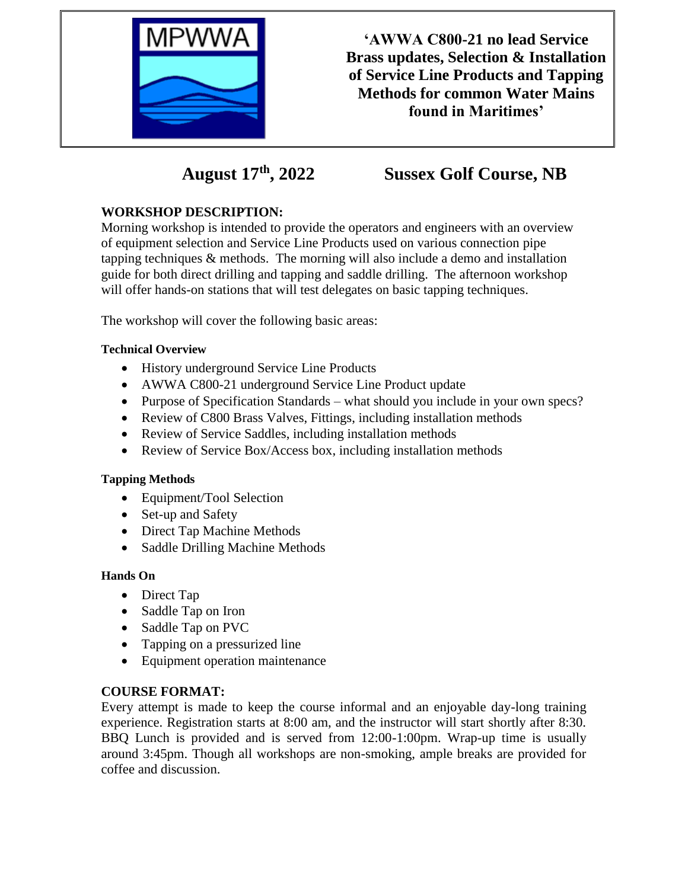MPWWA

# 'AWWA C800-21 no lead Service Brass updates, Selection & Installation of Service Line Products and Tapping Methods for common Water Mains found in Maritimes'

## August 17th, 2022 Sussex Golf Course, NB

### WORKSHOP DESCRIPTION:

Morning workshop is intended to provide the operators and engineers with an overview of equipment selection and Service Line Products used on various connection pipe tapping techniques & methods. The morning will also include a demo and installation guide for both direct drilling and tapping and saddle drilling. The afternoon workshop will offer hands-on stations that will test delegates on basic tapping techniques.

The workshop will cover the following basic areas:

**Technical Overview**

- History underground Service Line Products
- AWWA C800-21 underground Service Line Product update
- Purpose of Specification Standards – what should you include in your own specs?
- Review of C800 Brass Valves, Fittings, including installation methods
- Review of Service Saddles, including installation methods
- Review of Service Box/Access box, including installation methods

**Tapping Methods**

- Equipment/Tool Selection
- Set-up and Safety
- Direct Tap Machine Methods
- Saddle Drilling Machine Methods

**Hands On**

- Direct Tap
- Saddle Tap on Iron
- Saddle Tap on PVC
- Tapping on a pressurized line
- Equipment operation maintenance

### COURSE FORMAT:

Every attempt is made to keep the course informal and an enjoyable day-long training experience. Registration starts at 8:00 am, and the instructor will start shortly after 8:30. BBQ Lunch is provided and is served from 12:00-1:00pm. Wrap-up time is usually around 3:45pm. Though all workshops are non-smoking, ample breaks are provided for coffee and discussion.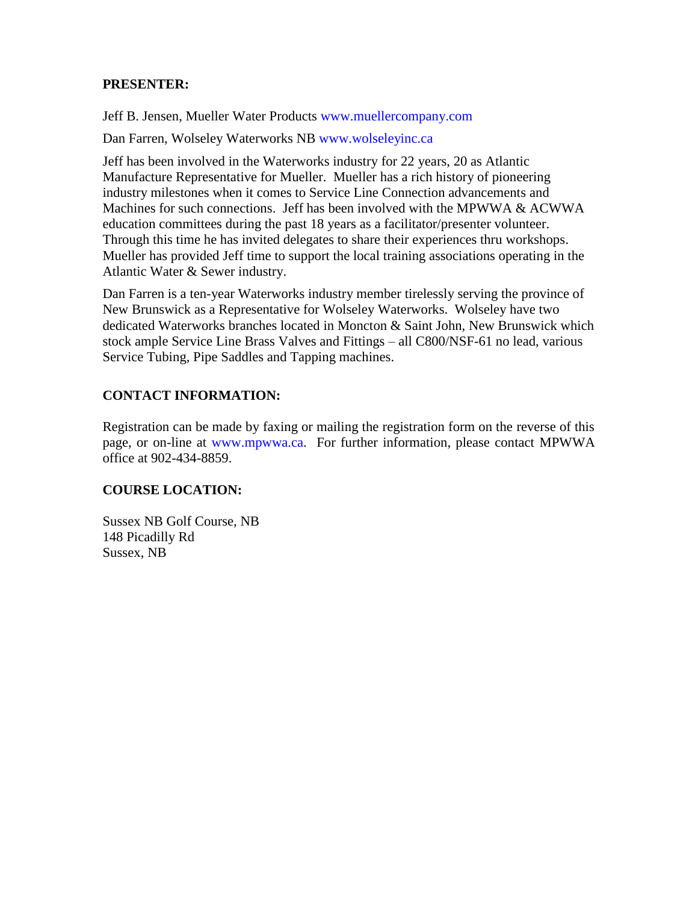**PRESENTER:**

Jeff B. Jensen, Mueller Water Products www.muellercompany.com

Dan Farren, Wolseley Waterworks NB www.wolseleyinc.ca

Jeff has been involved in the Waterworks industry for 22 years, 20 as Atlantic Manufacture Representative for Mueller. Mueller has a rich history of pioneering industry milestones when it comes to Service Line Connection advancements and Machines for such connections. Jeff has been involved with the MPWWA & ACWWA education committees during the past 18 years as a facilitator/presenter volunteer. Through this time he has invited delegates to share their experiences thru workshops. Mueller has provided Jeff time to support the local training associations operating in the Atlantic Water & Sewer industry.

Dan Farren is a ten-year Waterworks industry member tirelessly serving the province of New Brunswick as a Representative for Wolseley Waterworks. Wolseley have two dedicated Waterworks branches located in Moncton & Saint John, New Brunswick which stock ample Service Line Brass Valves and Fittings – all C800/NSF-61 no lead, various Service Tubing, Pipe Saddles and Tapping machines.

**CONTACT INFORMATION:**

Registration can be made by faxing or mailing the registration form on the reverse of this page, or on-line at www.mpwwa.ca. For further information, please contact MPWWA office at 902-434-8859.

**COURSE LOCATION:**

Sussex NB Golf Course, NB
148 Picadilly Rd
Sussex, NB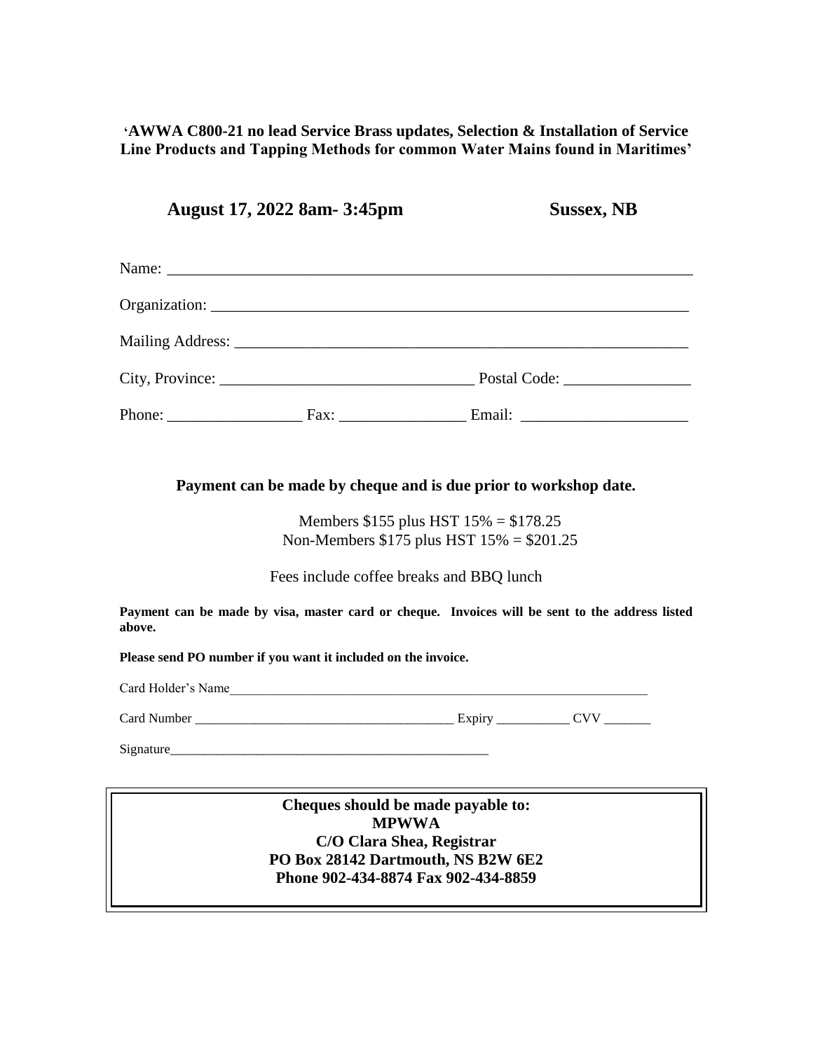**'AWWA C800-21 no lead Service Brass updates, Selection & Installation of Service Line Products and Tapping Methods for common Water Mains found in Maritimes'**

**August 17, 2022 8am- 3:45pm** **Sussex, NB**

Name: ____________________________________________________________________

Organization: _______________________________________________________________

Mailing Address: _____________________________________________________________

City, Province: ________________________________ Postal Code: ________________

Phone: _________________ Fax: ________________ Email: _____________________

**Payment can be made by cheque and is due prior to workshop date.**

Members $155 plus HST 15% = $178.25
Non-Members $175 plus HST 15% = $201.25

Fees include coffee breaks and BBQ lunch

**Payment can be made by visa, master card or cheque. Invoices will be sent to the address listed above.**

**Please send PO number if you want it included on the invoice.**

Card Holder's Name__________________________________________________________________

Card Number ________________________________________ Expiry ___________ CVV _______

Signature___________________________________________________

**Cheques should be made payable to:**
**MPWWA**
**C/O Clara Shea, Registrar**
**PO Box 28142 Dartmouth, NS B2W 6E2**
**Phone 902-434-8874 Fax 902-434-8859**